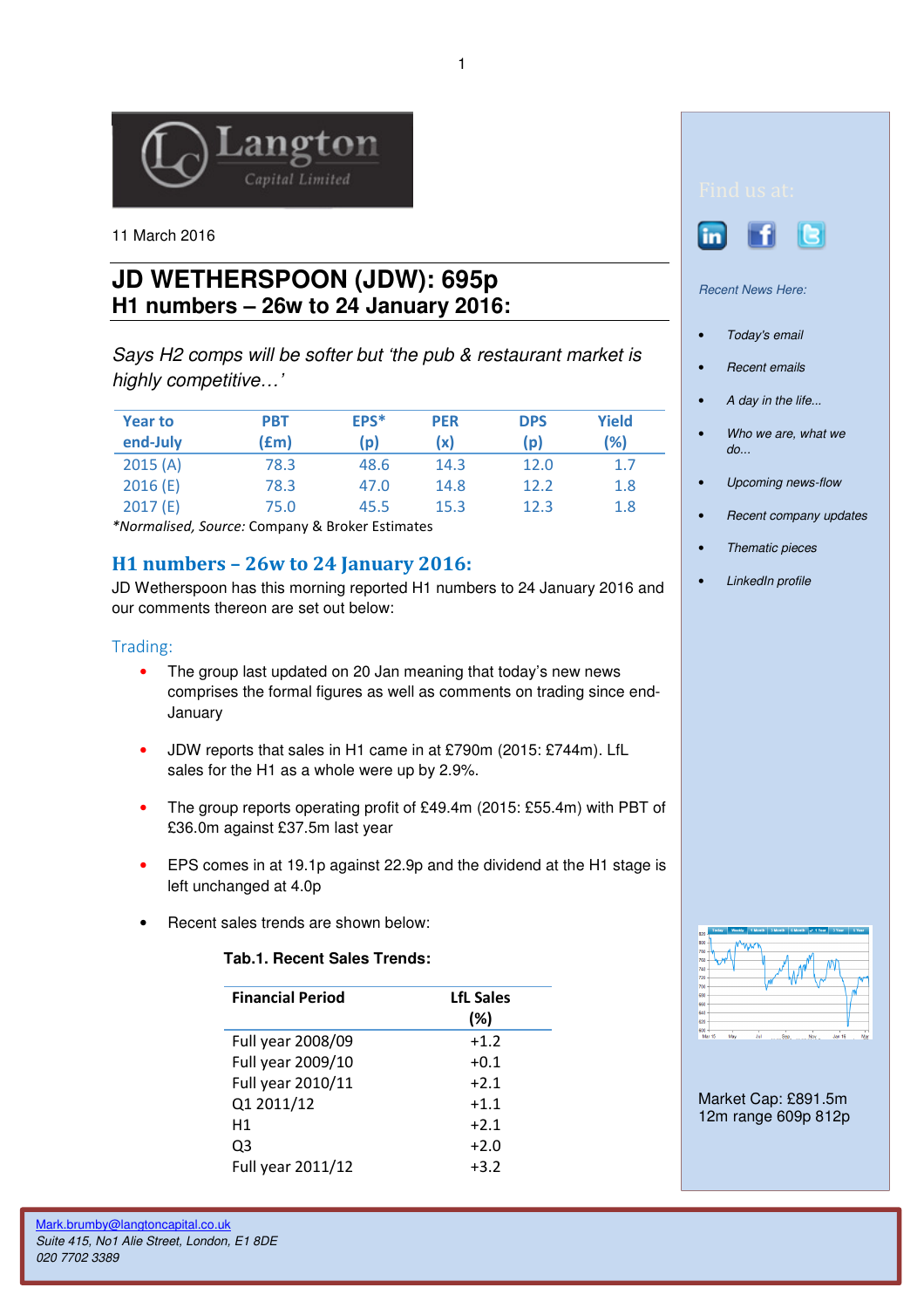11 March 2016

# JD WETHERSPOON (JDW): 695p
## H1 numbers – 26w to 24 January 2016:

*Says H2 comps will be softer but 'the pub & restaurant market is highly competitive…'*

| Year to end-July | PBT (£m) | EPS* (p) | PER (x) | DPS (p) | Yield (%) |
|---|---|---|---|---|---|
| 2015 (A) | 78.3 | 48.6 | 14.3 | 12.0 | 1.7 |
| 2016 (E) | 78.3 | 47.0 | 14.8 | 12.2 | 1.8 |
| 2017 (E) | 75.0 | 45.5 | 15.3 | 12.3 | 1.8 |

**Normalised, Source:* Company & Broker Estimates

## H1 numbers – 26w to 24 January 2016:

JD Wetherspoon has this morning reported H1 numbers to 24 January 2016 and our comments thereon are set out below:

### Trading:

- The group last updated on 20 Jan meaning that today's new news comprises the formal figures as well as comments on trading since end-January
- JDW reports that sales in H1 came in at £790m (2015: £744m). LfL sales for the H1 as a whole were up by 2.9%.
- The group reports operating profit of £49.4m (2015: £55.4m) with PBT of £36.0m against £37.5m last year
- EPS comes in at 19.1p against 22.9p and the dividend at the H1 stage is left unchanged at 4.0p
- Recent sales trends are shown below:

**Tab.1. Recent Sales Trends:**

| Financial Period | LfL Sales (%) |
|---|---|
| Full year 2008/09 | +1.2 |
| Full year 2009/10 | +0.1 |
| Full year 2010/11 | +2.1 |
| Q1 2011/12 | +1.1 |
| H1 | +2.1 |
| Q3 | +2.0 |
| Full year 2011/12 | +3.2 |

Find us at:

*Recent News Here:*

- *Today's email*
- *Recent emails*
- *A day in the life...*
- *Who we are, what we do...*
- *Upcoming news-flow*
- *Recent company updates*
- *Thematic pieces*
- *LinkedIn profile*

Market Cap: £891.5m
12m range 609p 812p

Mark.brumby@langtoncapital.co.uk
*Suite 415, No1 Alie Street, London, E1 8DE*
*020 7702 3389*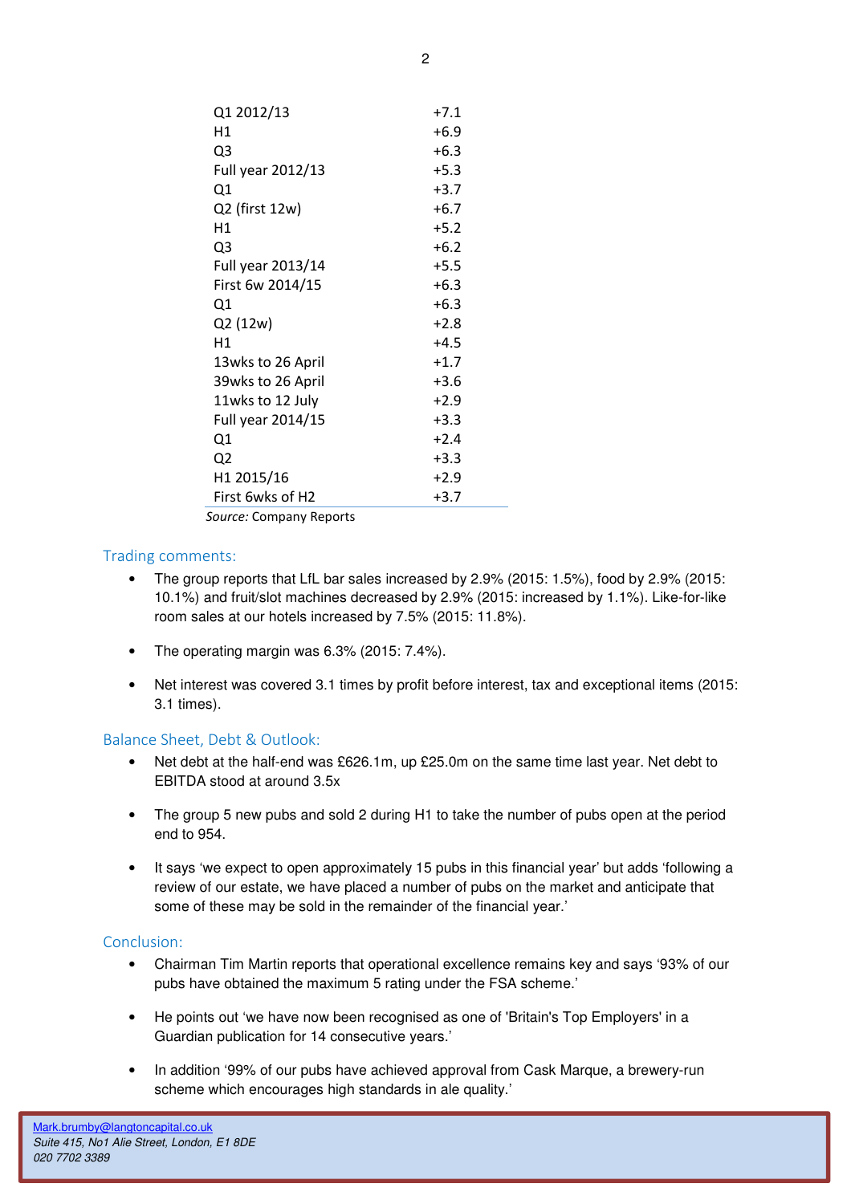| | |
|---|---|
| Q1 2012/13 | +7.1 |
| H1 | +6.9 |
| Q3 | +6.3 |
| Full year 2012/13 | +5.3 |
| Q1 | +3.7 |
| Q2 (first 12w) | +6.7 |
| H1 | +5.2 |
| Q3 | +6.2 |
| Full year 2013/14 | +5.5 |
| First 6w 2014/15 | +6.3 |
| Q1 | +6.3 |
| Q2 (12w) | +2.8 |
| H1 | +4.5 |
| 13wks to 26 April | +1.7 |
| 39wks to 26 April | +3.6 |
| 11wks to 12 July | +2.9 |
| Full year 2014/15 | +3.3 |
| Q1 | +2.4 |
| Q2 | +3.3 |
| H1 2015/16 | +2.9 |
| First 6wks of H2 | +3.7 |

*Source:* Company Reports

## Trading comments:

- The group reports that LfL bar sales increased by 2.9% (2015: 1.5%), food by 2.9% (2015: 10.1%) and fruit/slot machines decreased by 2.9% (2015: increased by 1.1%). Like-for-like room sales at our hotels increased by 7.5% (2015: 11.8%).

- The operating margin was 6.3% (2015: 7.4%).

- Net interest was covered 3.1 times by profit before interest, tax and exceptional items (2015: 3.1 times).

## Balance Sheet, Debt & Outlook:

- Net debt at the half-end was £626.1m, up £25.0m on the same time last year. Net debt to EBITDA stood at around 3.5x

- The group 5 new pubs and sold 2 during H1 to take the number of pubs open at the period end to 954.

- It says 'we expect to open approximately 15 pubs in this financial year' but adds 'following a review of our estate, we have placed a number of pubs on the market and anticipate that some of these may be sold in the remainder of the financial year.'

## Conclusion:

- Chairman Tim Martin reports that operational excellence remains key and says '93% of our pubs have obtained the maximum 5 rating under the FSA scheme.'

- He points out 'we have now been recognised as one of 'Britain's Top Employers' in a Guardian publication for 14 consecutive years.'

- In addition '99% of our pubs have achieved approval from Cask Marque, a brewery-run scheme which encourages high standards in ale quality.'

Mark.brumby@langtoncapital.co.uk
*Suite 415, No1 Alie Street, London, E1 8DE*
*020 7702 3389*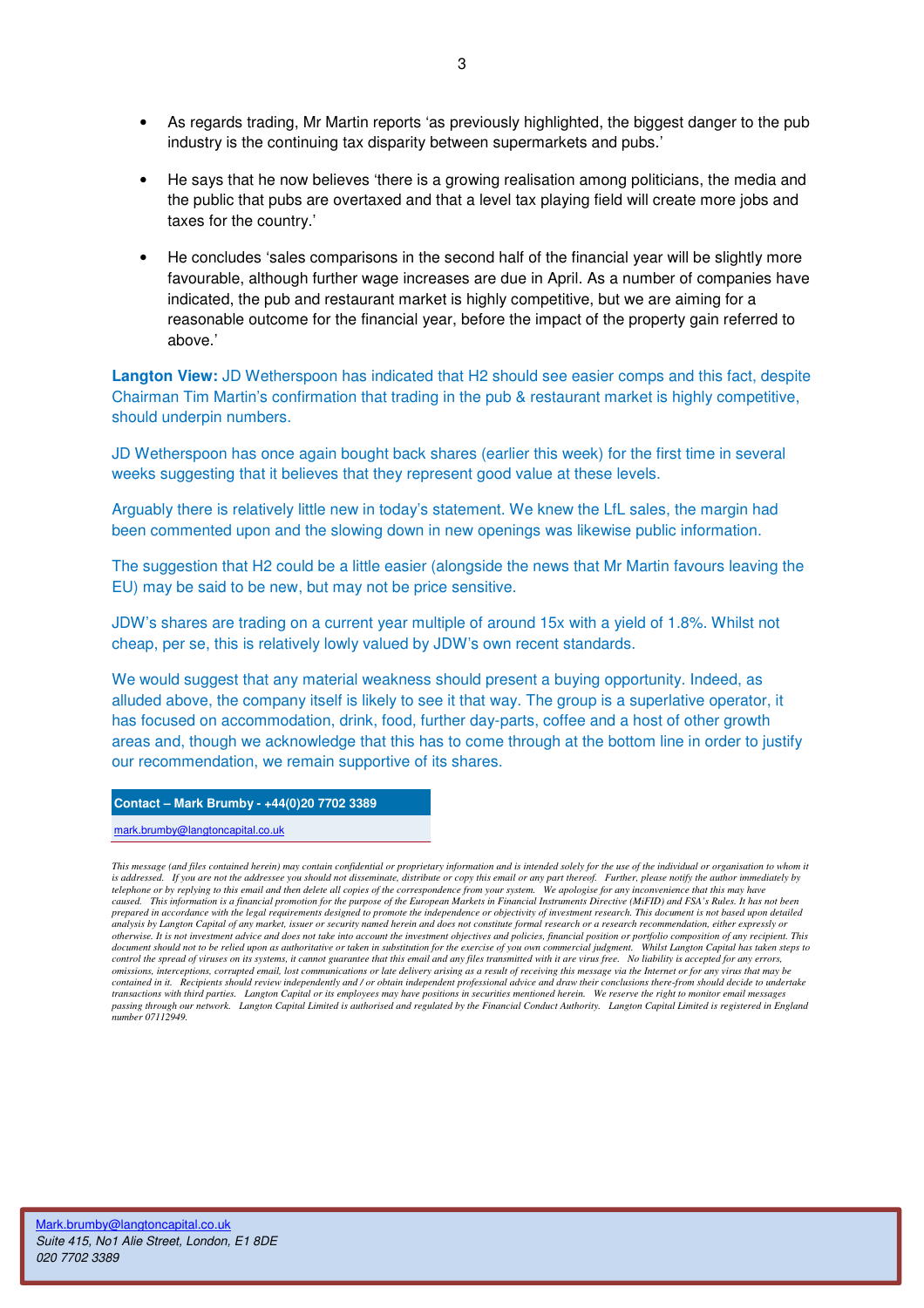- As regards trading, Mr Martin reports 'as previously highlighted, the biggest danger to the pub industry is the continuing tax disparity between supermarkets and pubs.'

- He says that he now believes 'there is a growing realisation among politicians, the media and the public that pubs are overtaxed and that a level tax playing field will create more jobs and taxes for the country.'

- He concludes 'sales comparisons in the second half of the financial year will be slightly more favourable, although further wage increases are due in April. As a number of companies have indicated, the pub and restaurant market is highly competitive, but we are aiming for a reasonable outcome for the financial year, before the impact of the property gain referred to above.'

**Langton View:** JD Wetherspoon has indicated that H2 should see easier comps and this fact, despite Chairman Tim Martin's confirmation that trading in the pub & restaurant market is highly competitive, should underpin numbers.

JD Wetherspoon has once again bought back shares (earlier this week) for the first time in several weeks suggesting that it believes that they represent good value at these levels.

Arguably there is relatively little new in today's statement. We knew the LfL sales, the margin had been commented upon and the slowing down in new openings was likewise public information.

The suggestion that H2 could be a little easier (alongside the news that Mr Martin favours leaving the EU) may be said to be new, but may not be price sensitive.

JDW's shares are trading on a current year multiple of around 15x with a yield of 1.8%. Whilst not cheap, per se, this is relatively lowly valued by JDW's own recent standards.

We would suggest that any material weakness should present a buying opportunity. Indeed, as alluded above, the company itself is likely to see it that way. The group is a superlative operator, it has focused on accommodation, drink, food, further day-parts, coffee and a host of other growth areas and, though we acknowledge that this has to come through at the bottom line in order to justify our recommendation, we remain supportive of its shares.

**Contact – Mark Brumby - +44(0)20 7702 3389**

mark.brumby@langtoncapital.co.uk

*This message (and files contained herein) may contain confidential or proprietary information and is intended solely for the use of the individual or organisation to whom it is addressed. If you are not the addressee you should not disseminate, distribute or copy this email or any part thereof. Further, please notify the author immediately by telephone or by replying to this email and then delete all copies of the correspondence from your system. We apologise for any inconvenience that this may have caused. This information is a financial promotion for the purpose of the European Markets in Financial Instruments Directive (MiFID) and FSA's Rules. It has not been prepared in accordance with the legal requirements designed to promote the independence or objectivity of investment research. This document is not based upon detailed analysis by Langton Capital of any market, issuer or security named herein and does not constitute formal research or a research recommendation, either expressly or otherwise. It is not investment advice and does not take into account the investment objectives and policies, financial position or portfolio composition of any recipient. This document should not to be relied upon as authoritative or taken in substitution for the exercise of you own commercial judgment. Whilst Langton Capital has taken steps to control the spread of viruses on its systems, it cannot guarantee that this email and any files transmitted with it are virus free. No liability is accepted for any errors, omissions, interceptions, corrupted email, lost communications or late delivery arising as a result of receiving this message via the Internet or for any virus that may be contained in it. Recipients should review independently and / or obtain independent professional advice and draw their conclusions there-from should decide to undertake transactions with third parties. Langton Capital or its employees may have positions in securities mentioned herein. We reserve the right to monitor email messages passing through our network. Langton Capital Limited is authorised and regulated by the Financial Conduct Authority. Langton Capital Limited is registered in England number 07112949.*

Mark.brumby@langtoncapital.co.uk
*Suite 415, No1 Alie Street, London, E1 8DE*
*020 7702 3389*